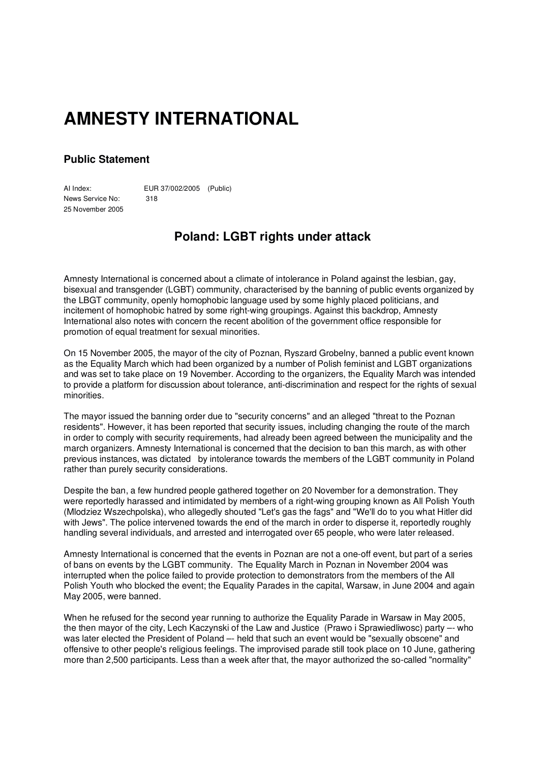# AMNESTY INTERNATIONAL

### Public Statement

AI Index: EUR 37/002/2005 (Public)
News Service No: 318
25 November 2005

## Poland: LGBT rights under attack

Amnesty International is concerned about a climate of intolerance in Poland against the lesbian, gay, bisexual and transgender (LGBT) community, characterised by the banning of public events organized by the LBGT community, openly homophobic language used by some highly placed politicians, and incitement of homophobic hatred by some right-wing groupings. Against this backdrop, Amnesty International also notes with concern the recent abolition of the government office responsible for promotion of equal treatment for sexual minorities.

On 15 November 2005, the mayor of the city of Poznan, Ryszard Grobelny, banned a public event known as the Equality March which had been organized by a number of Polish feminist and LGBT organizations and was set to take place on 19 November. According to the organizers, the Equality March was intended to provide a platform for discussion about tolerance, anti-discrimination and respect for the rights of sexual minorities.

The mayor issued the banning order due to "security concerns" and an alleged "threat to the Poznan residents". However, it has been reported that security issues, including changing the route of the march in order to comply with security requirements, had already been agreed between the municipality and the march organizers. Amnesty International is concerned that the decision to ban this march, as with other previous instances, was dictated by intolerance towards the members of the LGBT community in Poland rather than purely security considerations.

Despite the ban, a few hundred people gathered together on 20 November for a demonstration. They were reportedly harassed and intimidated by members of a right-wing grouping known as All Polish Youth (Mlodziez Wszechpolska), who allegedly shouted "Let's gas the fags" and "We'll do to you what Hitler did with Jews". The police intervened towards the end of the march in order to disperse it, reportedly roughly handling several individuals, and arrested and interrogated over 65 people, who were later released.

Amnesty International is concerned that the events in Poznan are not a one-off event, but part of a series of bans on events by the LGBT community. The Equality March in Poznan in November 2004 was interrupted when the police failed to provide protection to demonstrators from the members of the All Polish Youth who blocked the event; the Equality Parades in the capital, Warsaw, in June 2004 and again May 2005, were banned.

When he refused for the second year running to authorize the Equality Parade in Warsaw in May 2005, the then mayor of the city, Lech Kaczynski of the Law and Justice (Prawo i Sprawiedliwosc) party –- who was later elected the President of Poland –- held that such an event would be "sexually obscene" and offensive to other people's religious feelings. The improvised parade still took place on 10 June, gathering more than 2,500 participants. Less than a week after that, the mayor authorized the so-called "normality"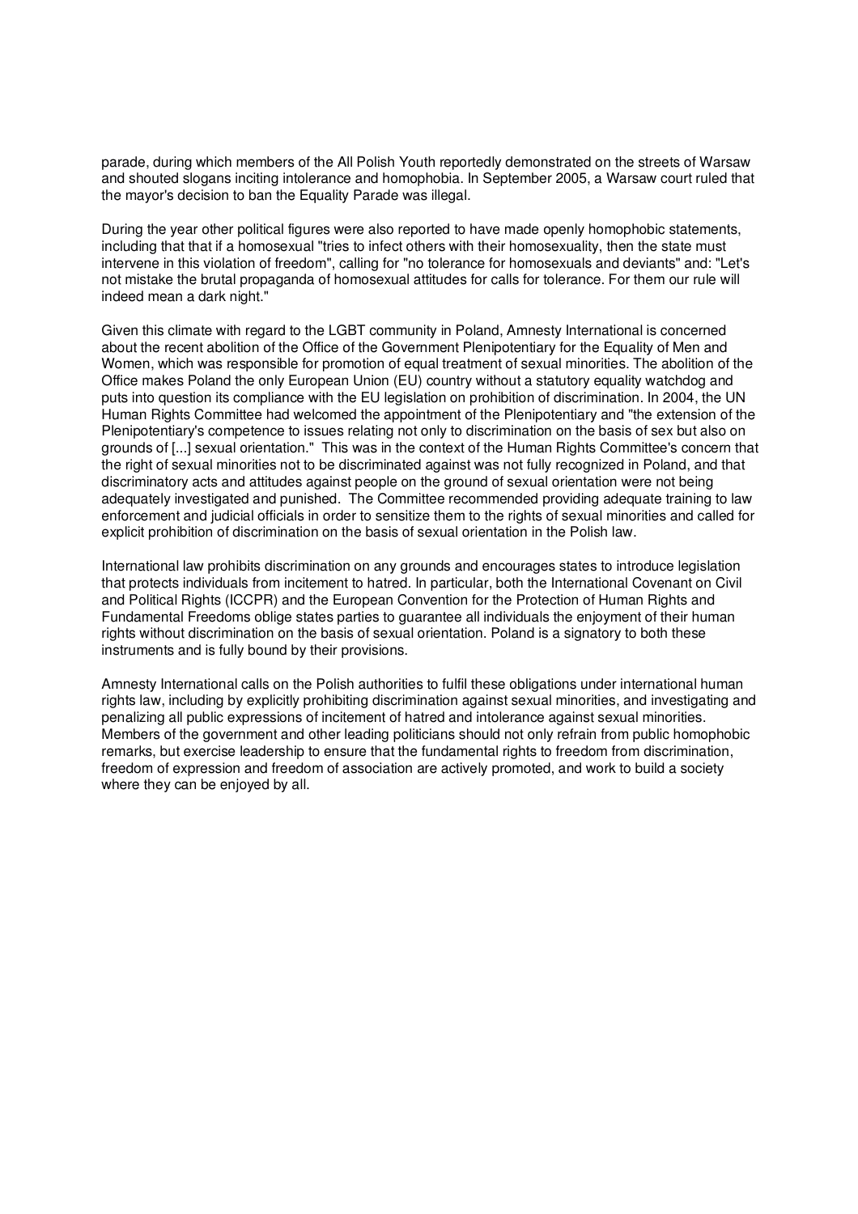parade, during which members of the All Polish Youth reportedly demonstrated on the streets of Warsaw and shouted slogans inciting intolerance and homophobia. In September 2005, a Warsaw court ruled that the mayor's decision to ban the Equality Parade was illegal.

During the year other political figures were also reported to have made openly homophobic statements, including that that if a homosexual "tries to infect others with their homosexuality, then the state must intervene in this violation of freedom", calling for "no tolerance for homosexuals and deviants" and: "Let's not mistake the brutal propaganda of homosexual attitudes for calls for tolerance. For them our rule will indeed mean a dark night."

Given this climate with regard to the LGBT community in Poland, Amnesty International is concerned about the recent abolition of the Office of the Government Plenipotentiary for the Equality of Men and Women, which was responsible for promotion of equal treatment of sexual minorities. The abolition of the Office makes Poland the only European Union (EU) country without a statutory equality watchdog and puts into question its compliance with the EU legislation on prohibition of discrimination. In 2004, the UN Human Rights Committee had welcomed the appointment of the Plenipotentiary and "the extension of the Plenipotentiary's competence to issues relating not only to discrimination on the basis of sex but also on grounds of [...] sexual orientation." This was in the context of the Human Rights Committee's concern that the right of sexual minorities not to be discriminated against was not fully recognized in Poland, and that discriminatory acts and attitudes against people on the ground of sexual orientation were not being adequately investigated and punished. The Committee recommended providing adequate training to law enforcement and judicial officials in order to sensitize them to the rights of sexual minorities and called for explicit prohibition of discrimination on the basis of sexual orientation in the Polish law.

International law prohibits discrimination on any grounds and encourages states to introduce legislation that protects individuals from incitement to hatred. In particular, both the International Covenant on Civil and Political Rights (ICCPR) and the European Convention for the Protection of Human Rights and Fundamental Freedoms oblige states parties to guarantee all individuals the enjoyment of their human rights without discrimination on the basis of sexual orientation. Poland is a signatory to both these instruments and is fully bound by their provisions.

Amnesty International calls on the Polish authorities to fulfil these obligations under international human rights law, including by explicitly prohibiting discrimination against sexual minorities, and investigating and penalizing all public expressions of incitement of hatred and intolerance against sexual minorities. Members of the government and other leading politicians should not only refrain from public homophobic remarks, but exercise leadership to ensure that the fundamental rights to freedom from discrimination, freedom of expression and freedom of association are actively promoted, and work to build a society where they can be enjoyed by all.